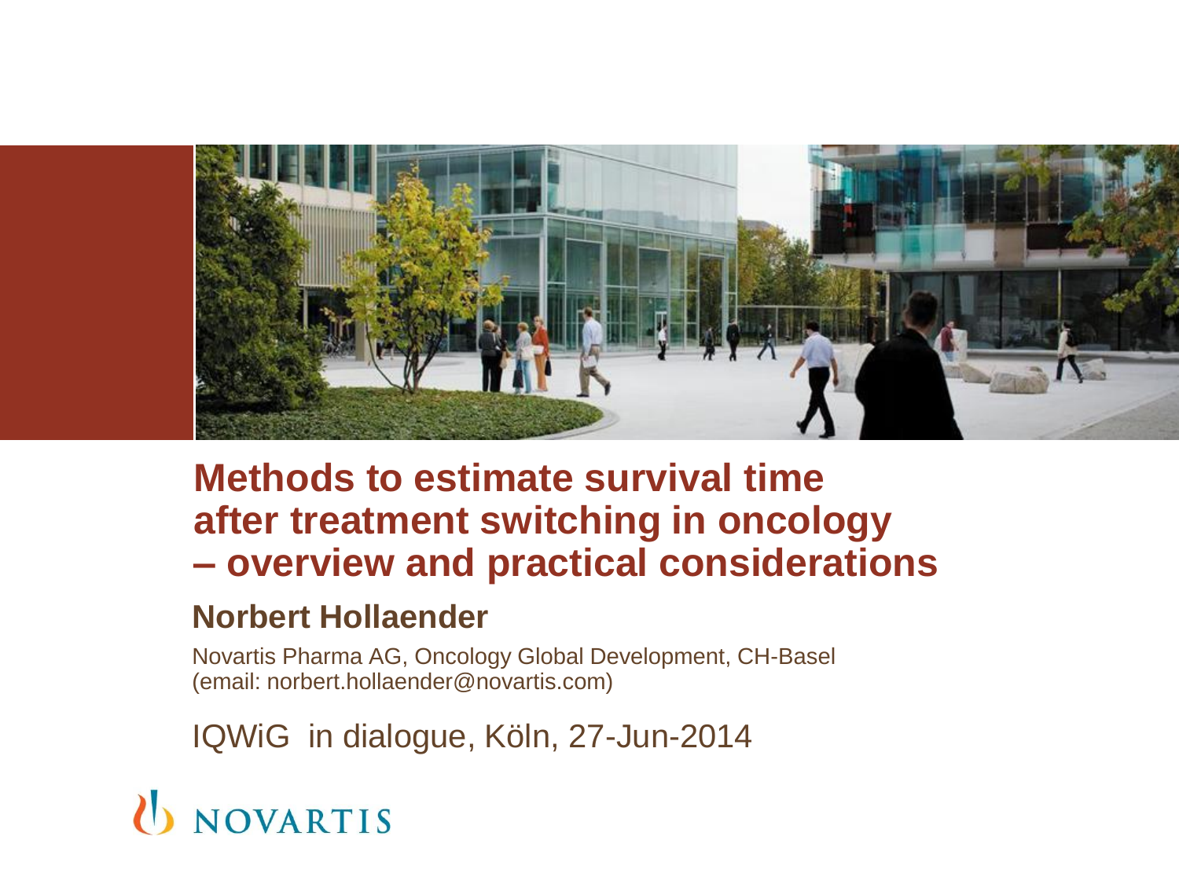# Methods to estimate survival time after treatment switching in oncology – overview and practical considerations

**Norbert Hollaender**

Novartis Pharma AG, Oncology Global Development, CH-Basel
(email: norbert.hollaender@novartis.com)

IQWiG in dialogue, Köln, 27-Jun-2014

NOVARTIS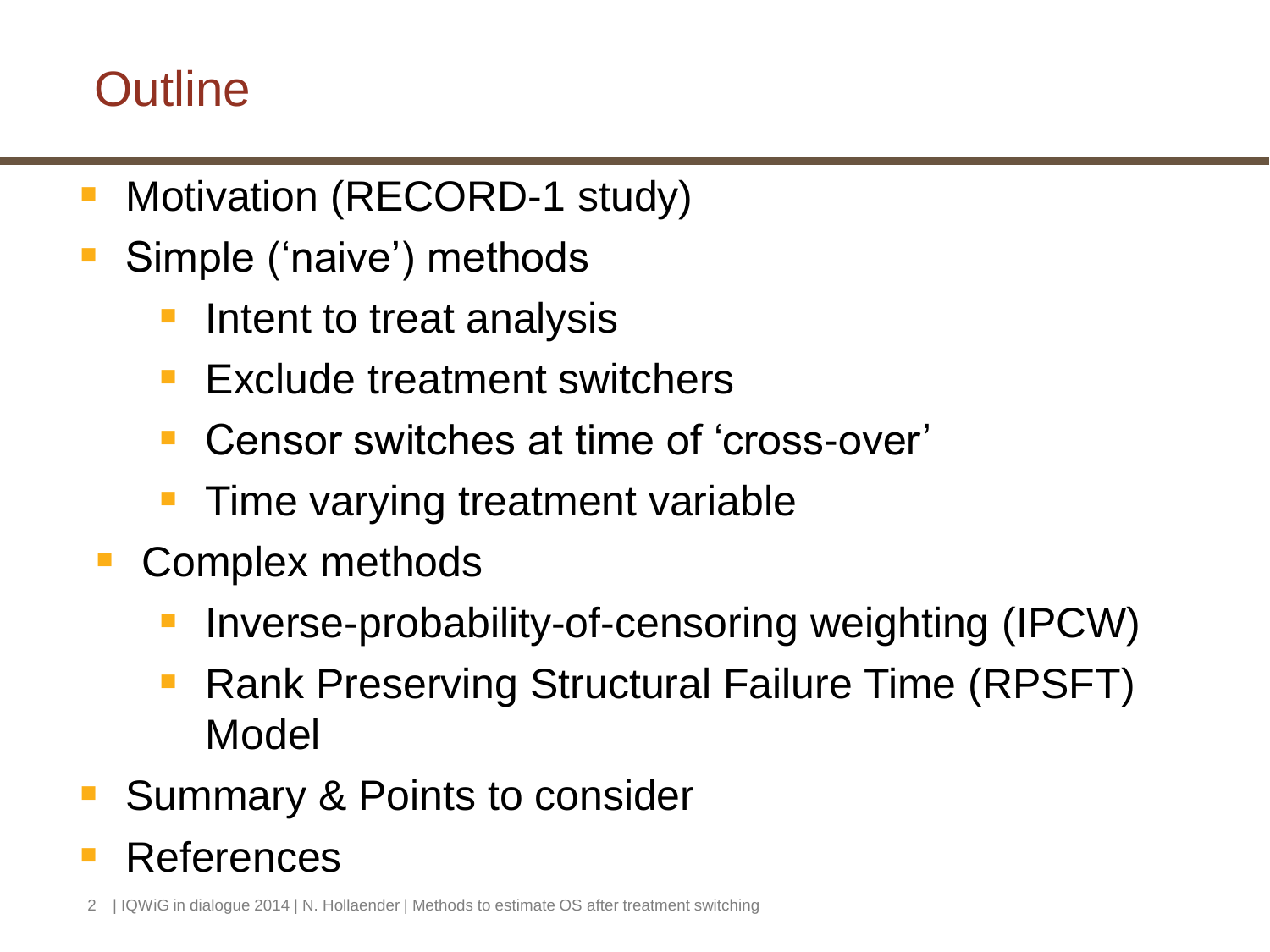# Outline

- Motivation (RECORD-1 study)
- Simple ('naive') methods
  - Intent to treat analysis
  - Exclude treatment switchers
  - Censor switches at time of 'cross-over'
  - Time varying treatment variable
- Complex methods
  - Inverse-probability-of-censoring weighting (IPCW)
  - Rank Preserving Structural Failure Time (RPSFT) Model
- Summary & Points to consider
- References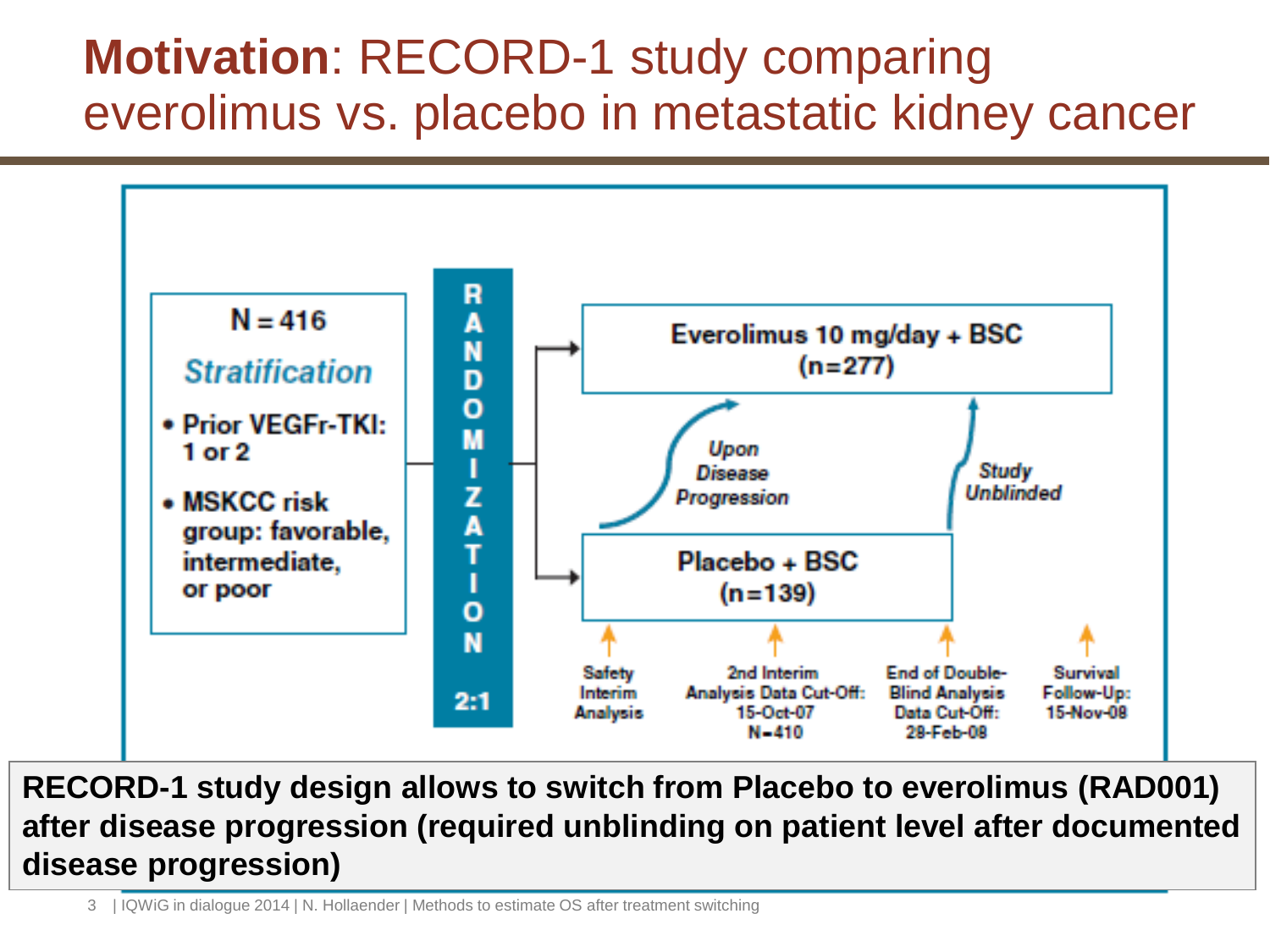# **Motivation**: RECORD-1 study comparing everolimus vs. placebo in metastatic kidney cancer

N = 416

*Stratification*

- Prior VEGFr-TKI: 1 or 2
- MSKCC risk group: favorable, intermediate, or poor

RANDOMIZATION 2:1

Everolimus 10 mg/day + BSC (n=277)

*Upon Disease Progression*

*Study Unblinded*

Placebo + BSC (n=139)

Safety Interim Analysis

2nd Interim Analysis Data Cut-Off: 15-Oct-07 N=410

End of Double-Blind Analysis Data Cut-Off: 28-Feb-08

Survival Follow-Up: 15-Nov-08

**RECORD-1 study design allows to switch from Placebo to everolimus (RAD001) after disease progression (required unblinding on patient level after documented disease progression)**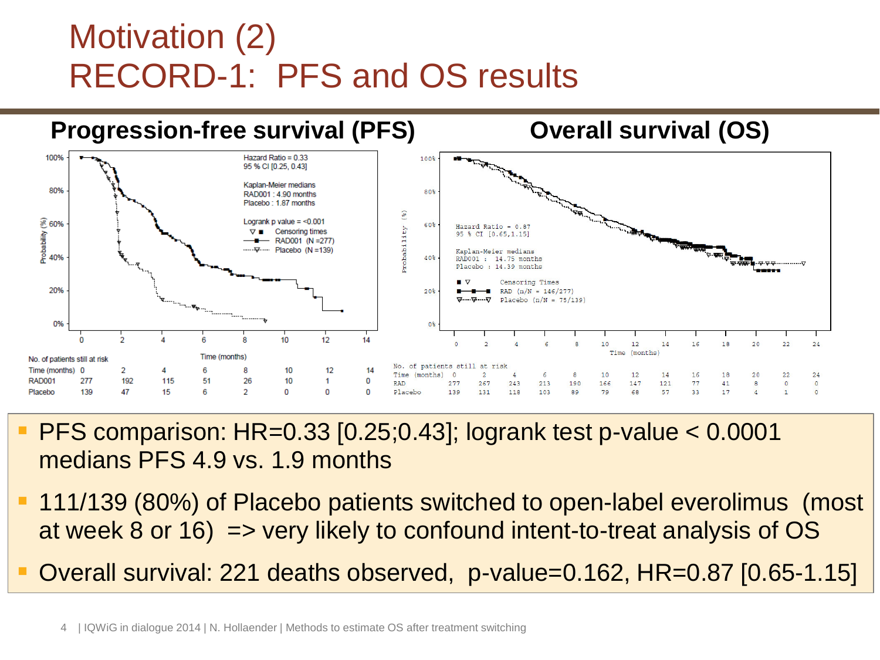# Motivation (2)
# RECORD-1: PFS and OS results

## Progression-free survival (PFS)

Hazard Ratio = 0.33
95 % CI [0.25, 0.43]

Kaplan-Meier medians
RAD001 : 4.90 months
Placebo : 1.87 months

Logrank p value = <0.001

Censoring times
RAD001 (N =277)
Placebo (N =139)

No. of patients still at risk

| Time (months) | 0 | 2 | 4 | 6 | 8 | 10 | 12 | 14 |
|---|---|---|---|---|---|---|---|---|
| RAD001 | 277 | 192 | 115 | 51 | 26 | 10 | 1 | 0 |
| Placebo | 139 | 47 | 15 | 6 | 2 | 0 | 0 | 0 |

## Overall survival (OS)

Hazard Ratio = 0.87
95 % CI [0.65,1.15]

Kaplan-Meier medians
RAD001 : 14.75 months
Placebo : 14.39 months

Censoring Times
RAD (n/N = 146/277)
Placebo (n/N = 75/139)

No. of patients still at risk

| Time (months) | 0 | 2 | 4 | 6 | 8 | 10 | 12 | 14 | 16 | 18 | 20 | 22 | 24 |
|---|---|---|---|---|---|---|---|---|---|---|---|---|---|
| RAD | 277 | 267 | 243 | 213 | 190 | 166 | 147 | 121 | 77 | 41 | 8 | 0 | 0 |
| Placebo | 139 | 131 | 118 | 103 | 89 | 79 | 68 | 57 | 33 | 17 | 4 | 1 | 0 |

- PFS comparison: HR=0.33 [0.25;0.43]; logrank test p-value < 0.0001 medians PFS 4.9 vs. 1.9 months
- 111/139 (80%) of Placebo patients switched to open-label everolimus (most at week 8 or 16) => very likely to confound intent-to-treat analysis of OS
- Overall survival: 221 deaths observed, p-value=0.162, HR=0.87 [0.65-1.15]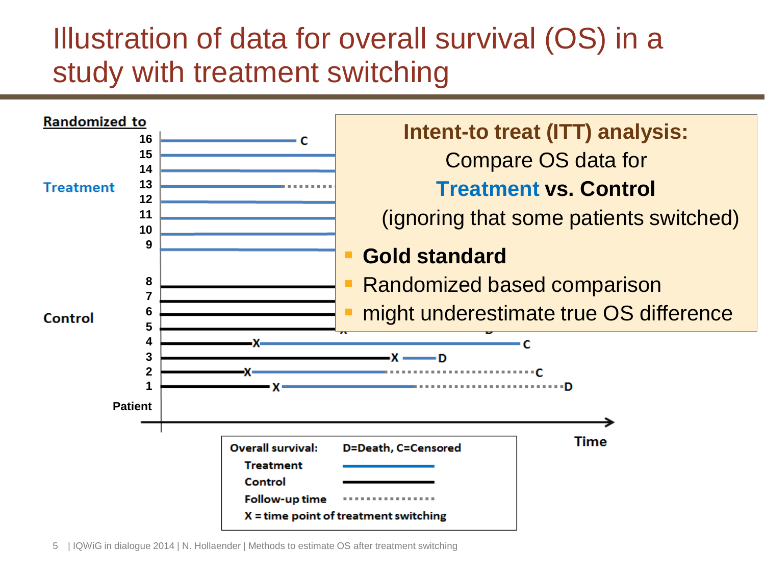# Illustration of data for overall survival (OS) in a study with treatment switching

Randomized to

Treatment: 16, 15, 14, 13, 12, 11, 10, 9

Control: 8, 7, 6, 5, 4, 3, 2, 1

Patient

Time

Overall survival: D=Death, C=Censored

- Treatment
- Control
- Follow-up time
- X = time point of treatment switching

**Intent-to treat (ITT) analysis:**
Compare OS data for
**Treatment vs. Control**
(ignoring that some patients switched)

- **Gold standard**
- Randomized based comparison
- might underestimate true OS difference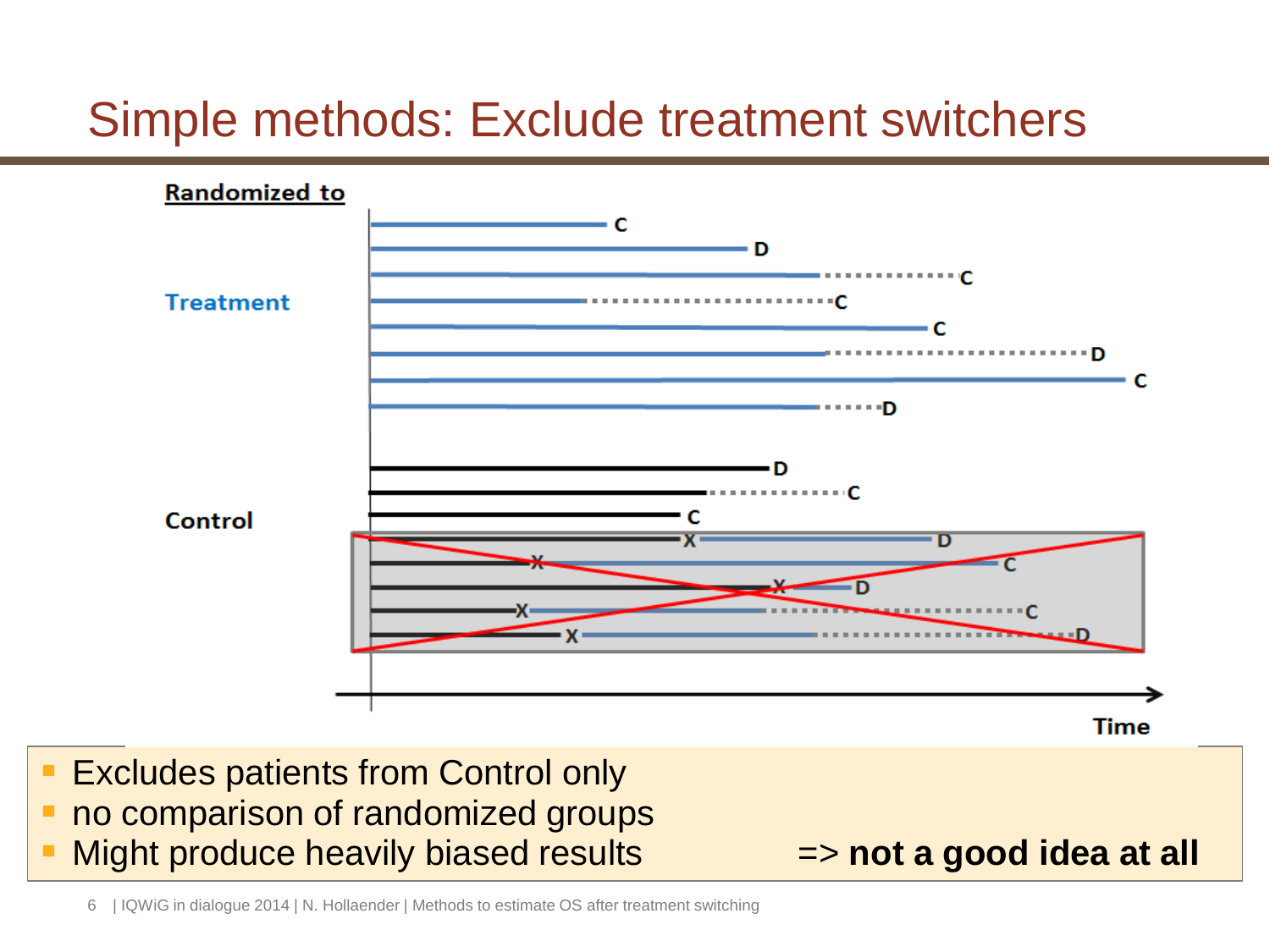# Simple methods: Exclude treatment switchers

Randomized to

Treatment

Control

Time

- Excludes patients from Control only
- no comparison of randomized groups
- Might produce heavily biased results => **not a good idea at all**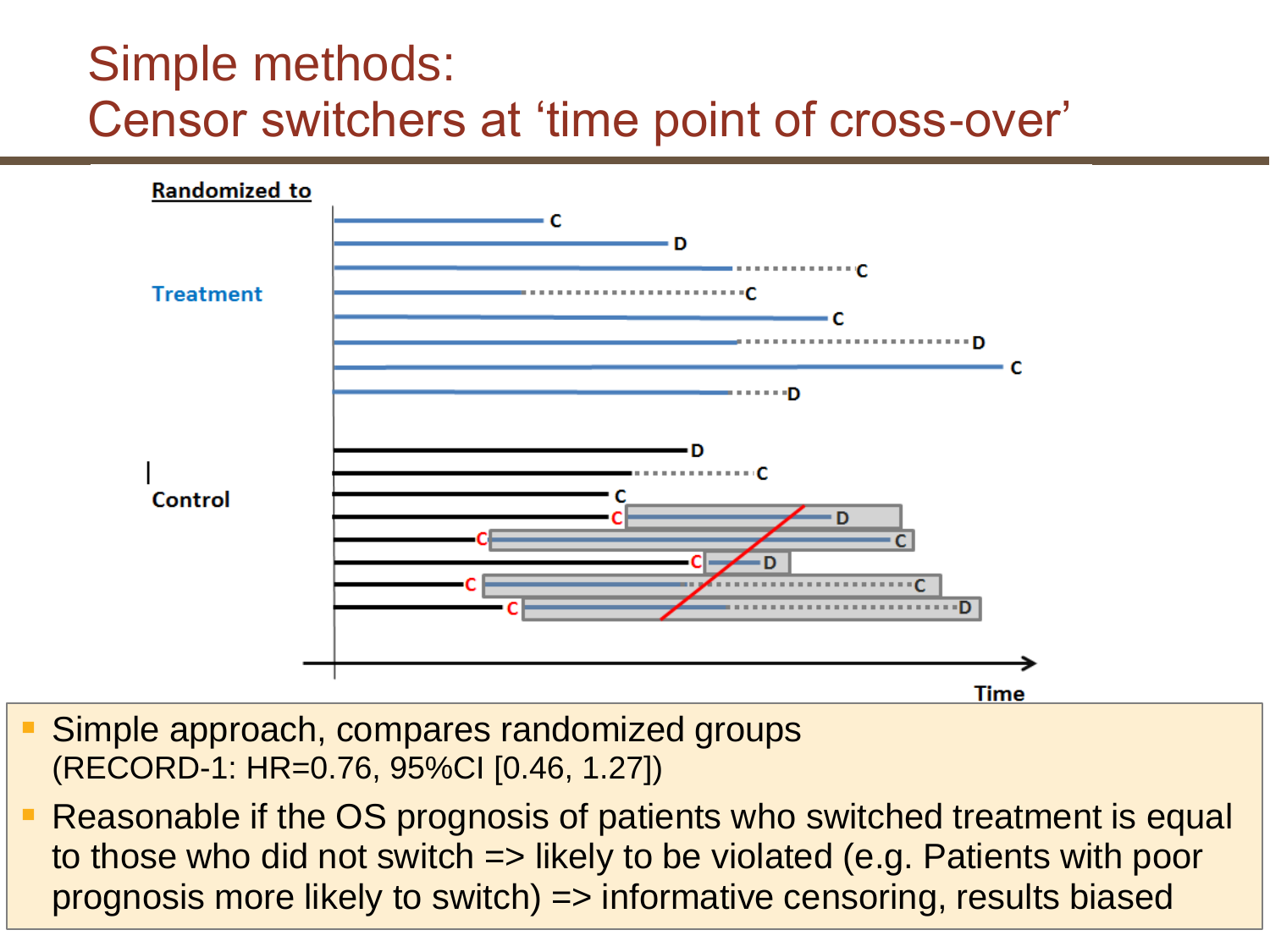# Simple methods: Censor switchers at 'time point of cross-over'

- Simple approach, compares randomized groups (RECORD-1: HR=0.76, 95%CI [0.46, 1.27])
- Reasonable if the OS prognosis of patients who switched treatment is equal to those who did not switch => likely to be violated (e.g. Patients with poor prognosis more likely to switch) => informative censoring, results biased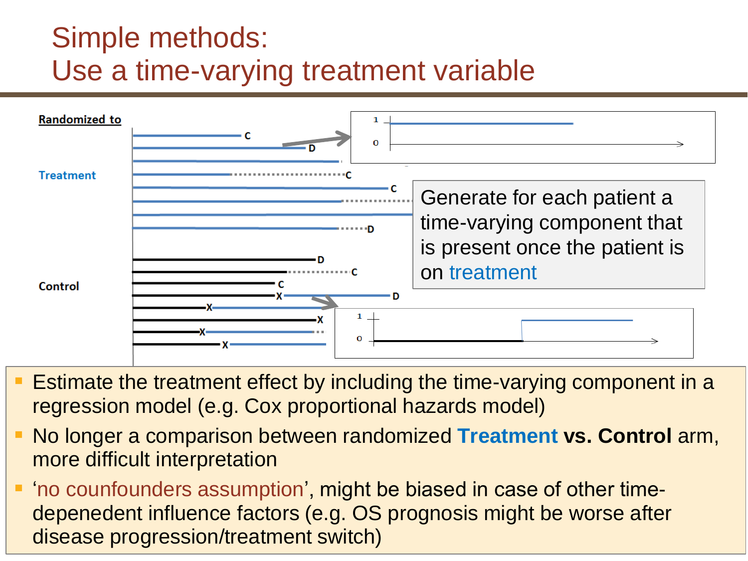# Simple methods: Use a time-varying treatment variable

Randomized to

Treatment

Control

Generate for each patient a time-varying component that is present once the patient is on treatment

- Estimate the treatment effect by including the time-varying component in a regression model (e.g. Cox proportional hazards model)
- No longer a comparison between randomized **Treatment vs. Control** arm, more difficult interpretation
- 'no counfounders assumption', might be biased in case of other time-depenedent influence factors (e.g. OS prognosis might be worse after disease progression/treatment switch)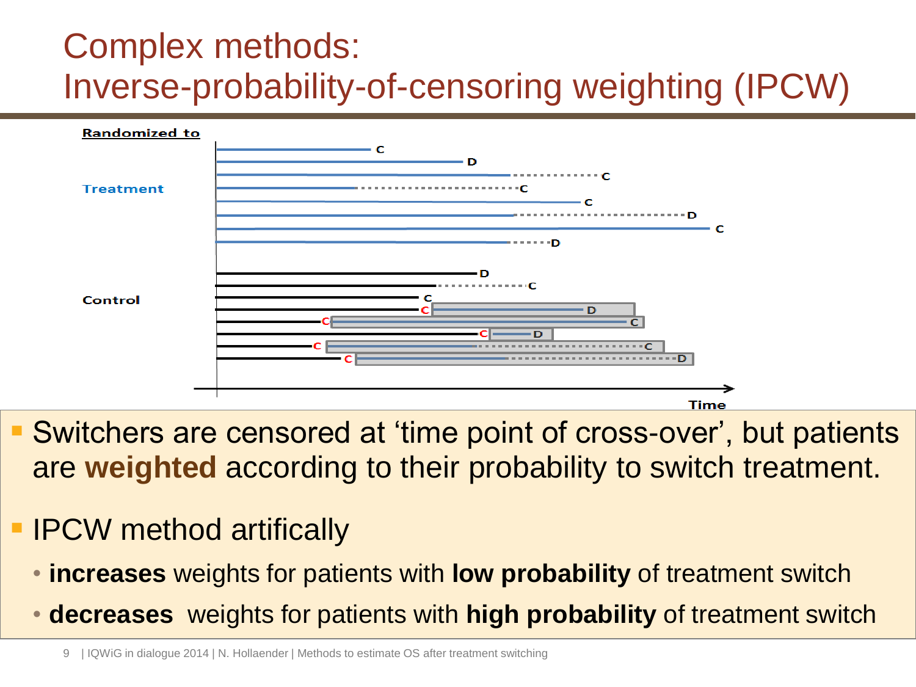# Complex methods: Inverse-probability-of-censoring weighting (IPCW)

Randomized to

Treatment

Control

Time

- Switchers are censored at 'time point of cross-over', but patients are **weighted** according to their probability to switch treatment.
- IPCW method artifically
  - **increases** weights for patients with **low probability** of treatment switch
  - **decreases** weights for patients with **high probability** of treatment switch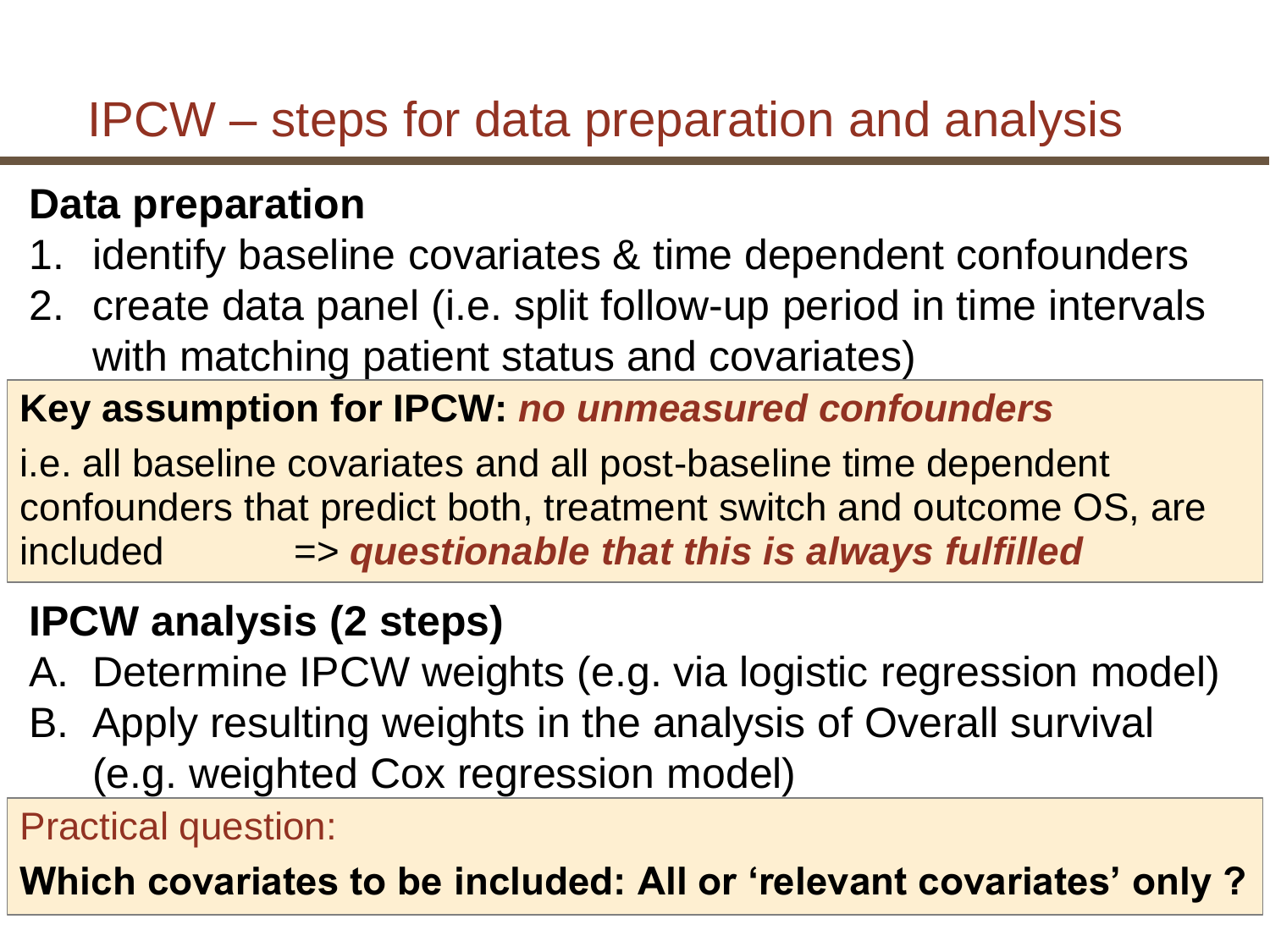# IPCW – steps for data preparation and analysis

**Data preparation**

1. identify baseline covariates & time dependent confounders
2. create data panel (i.e. split follow-up period in time intervals with matching patient status and covariates)

**Key assumption for IPCW:** ***no unmeasured confounders***

i.e. all baseline covariates and all post-baseline time dependent confounders that predict both, treatment switch and outcome OS, are included => ***questionable that this is always fulfilled***

**IPCW analysis (2 steps)**

A. Determine IPCW weights (e.g. via logistic regression model)
B. Apply resulting weights in the analysis of Overall survival (e.g. weighted Cox regression model)

Practical question:

**Which covariates to be included: All or 'relevant covariates' only ?**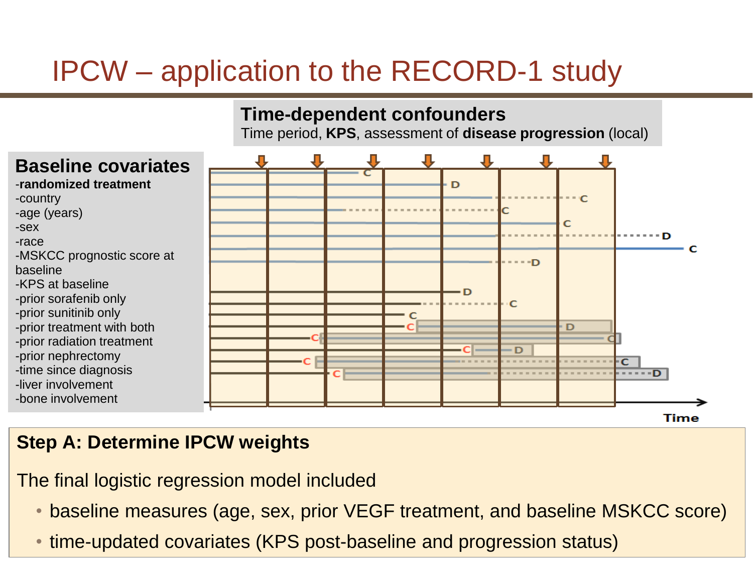# IPCW – application to the RECORD-1 study

**Time-dependent confounders**

Time period, **KPS**, assessment of **disease progression** (local)

**Baseline covariates**

- **randomized treatment**
- country
- age (years)
- sex
- race
- MSKCC prognostic score at baseline
- KPS at baseline
- prior sorafenib only
- prior sunitinib only
- prior treatment with both
- prior radiation treatment
- prior nephrectomy
- time since diagnosis
- liver involvement
- bone involvement

Time

**Step A: Determine IPCW weights**

The final logistic regression model included

- baseline measures (age, sex, prior VEGF treatment, and baseline MSKCC score)
- time-updated covariates (KPS post-baseline and progression status)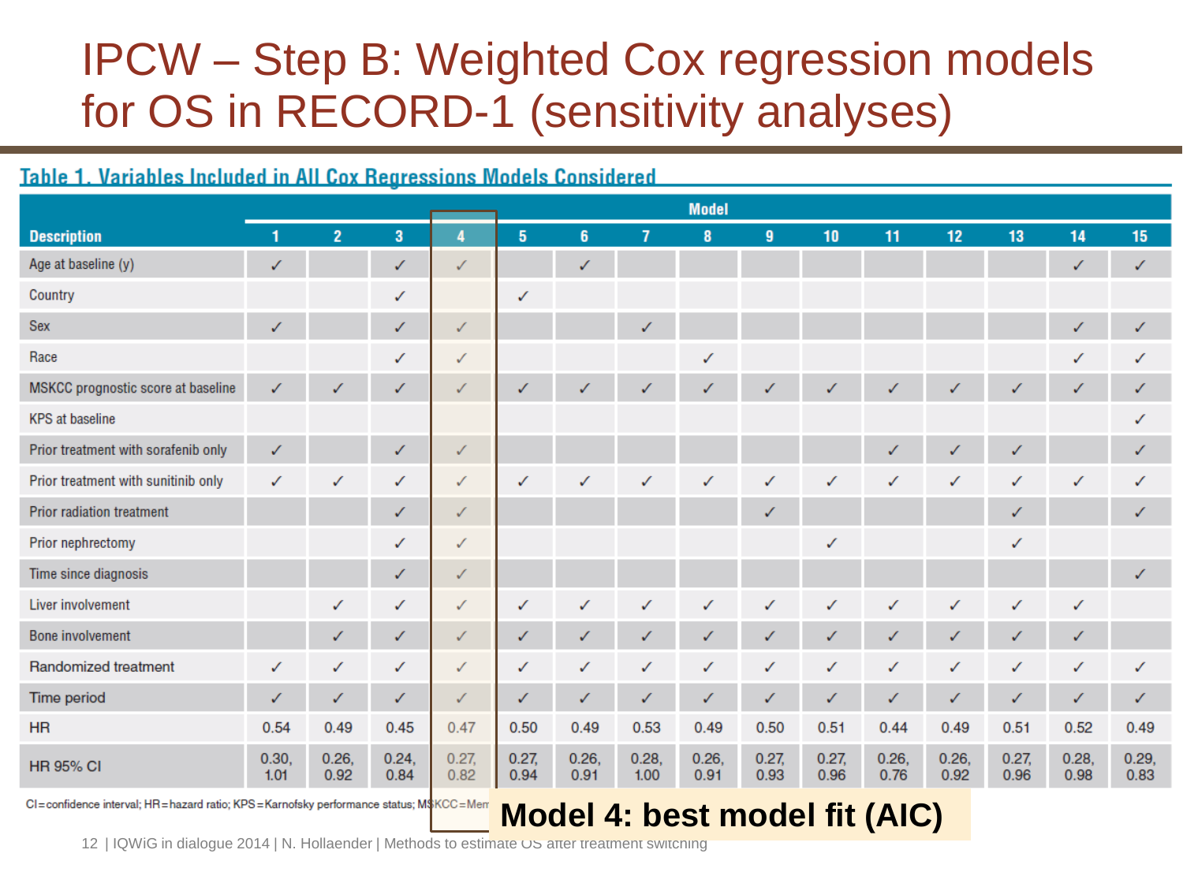# IPCW – Step B: Weighted Cox regression models for OS in RECORD-1 (sensitivity analyses)

**Table 1. Variables Included in All Cox Regressions Models Considered**

| Description | Model 1 | 2 | 3 | 4 | 5 | 6 | 7 | 8 | 9 | 10 | 11 | 12 | 13 | 14 | 15 |
|---|---|---|---|---|---|---|---|---|---|---|---|---|---|---|---|
| Age at baseline (y) | ✓ | | ✓ | ✓ | | ✓ | | | | | | | | ✓ | ✓ |
| Country | | | ✓ | | ✓ | | | | | | | | | | |
| Sex | ✓ | | ✓ | ✓ | | | ✓ | | | | | | | ✓ | ✓ |
| Race | | | ✓ | ✓ | | | | ✓ | | | | | | ✓ | ✓ |
| MSKCC prognostic score at baseline | ✓ | ✓ | ✓ | ✓ | ✓ | ✓ | ✓ | ✓ | ✓ | ✓ | ✓ | ✓ | ✓ | ✓ | ✓ |
| KPS at baseline | | | | | | | | | | | | | | | ✓ |
| Prior treatment with sorafenib only | ✓ | | ✓ | ✓ | | | | | | | ✓ | ✓ | ✓ | | ✓ |
| Prior treatment with sunitinib only | ✓ | ✓ | ✓ | ✓ | ✓ | ✓ | ✓ | ✓ | ✓ | ✓ | ✓ | ✓ | ✓ | ✓ | ✓ |
| Prior radiation treatment | | | ✓ | ✓ | | | | | ✓ | | | | ✓ | | ✓ |
| Prior nephrectomy | | | ✓ | ✓ | | | | | | ✓ | | | ✓ | | |
| Time since diagnosis | | | ✓ | ✓ | | | | | | | | | | | ✓ |
| Liver involvement | | ✓ | ✓ | ✓ | ✓ | ✓ | ✓ | ✓ | ✓ | ✓ | ✓ | ✓ | ✓ | ✓ | |
| Bone involvement | | ✓ | ✓ | ✓ | ✓ | ✓ | ✓ | ✓ | ✓ | ✓ | ✓ | ✓ | ✓ | ✓ | |
| Randomized treatment | ✓ | ✓ | ✓ | ✓ | ✓ | ✓ | ✓ | ✓ | ✓ | ✓ | ✓ | ✓ | ✓ | ✓ | ✓ |
| Time period | ✓ | ✓ | ✓ | ✓ | ✓ | ✓ | ✓ | ✓ | ✓ | ✓ | ✓ | ✓ | ✓ | ✓ | ✓ |
| HR | 0.54 | 0.49 | 0.45 | 0.47 | 0.50 | 0.49 | 0.53 | 0.49 | 0.50 | 0.51 | 0.44 | 0.49 | 0.51 | 0.52 | 0.49 |
| HR 95% CI | 0.30, 1.01 | 0.26, 0.92 | 0.24, 0.84 | 0.27, 0.82 | 0.27, 0.94 | 0.26, 0.91 | 0.28, 1.00 | 0.26, 0.91 | 0.27, 0.93 | 0.27, 0.96 | 0.26, 0.76 | 0.26, 0.92 | 0.27, 0.96 | 0.28, 0.98 | 0.29, 0.83 |

CI=confidence interval; HR=hazard ratio; KPS=Karnofsky performance status; MSKCC=Mem

**Model 4: best model fit (AIC)**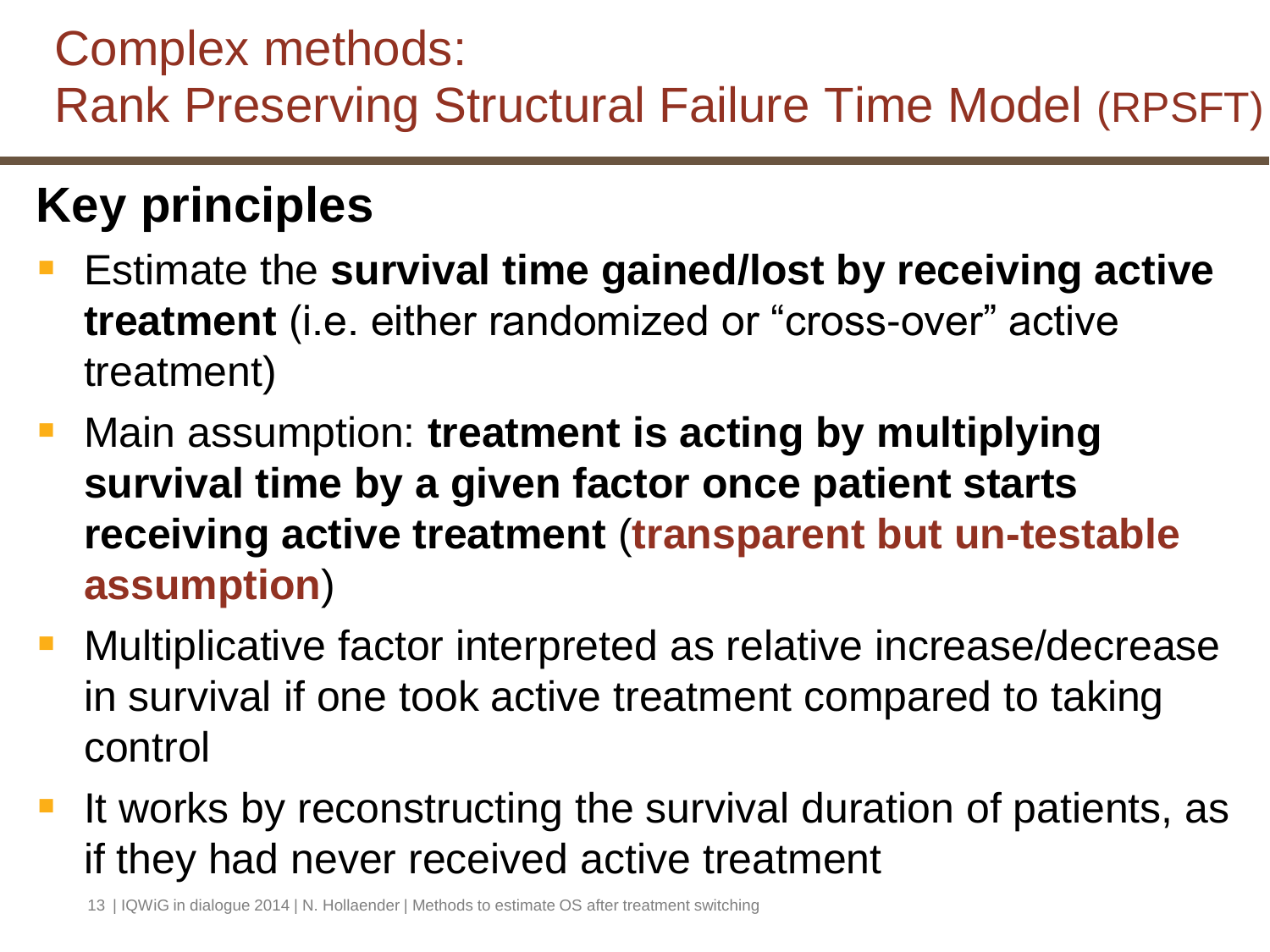# Complex methods: Rank Preserving Structural Failure Time Model (RPSFT)

## Key principles

- Estimate the **survival time gained/lost by receiving active treatment** (i.e. either randomized or "cross-over" active treatment)
- Main assumption: **treatment is acting by multiplying survival time by a given factor once patient starts receiving active treatment** (**transparent but un-testable assumption**)
- Multiplicative factor interpreted as relative increase/decrease in survival if one took active treatment compared to taking control
- It works by reconstructing the survival duration of patients, as if they had never received active treatment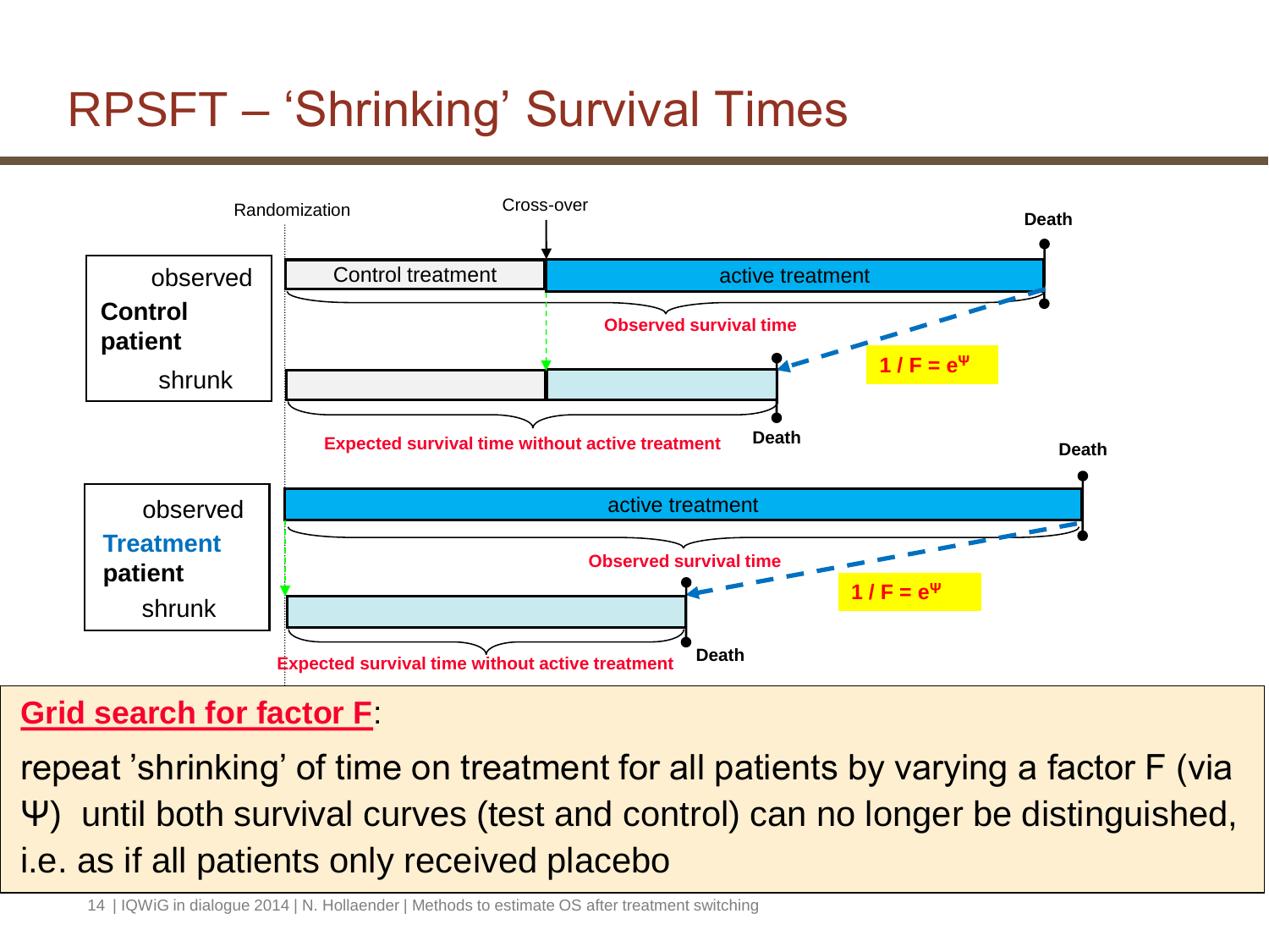# RPSFT – 'Shrinking' Survival Times

Randomization

Cross-over

Death

observed **Control patient** shrunk

Control treatment | active treatment

Observed survival time

$1 / F = e^{\Psi}$

Expected survival time without active treatment

Death

Death

observed **Treatment patient** shrunk

active treatment

Observed survival time

$1 / F = e^{\Psi}$

Expected survival time without active treatment

Death

**Grid search for factor F**:

repeat 'shrinking' of time on treatment for all patients by varying a factor F (via Ψ) until both survival curves (test and control) can no longer be distinguished, i.e. as if all patients only received placebo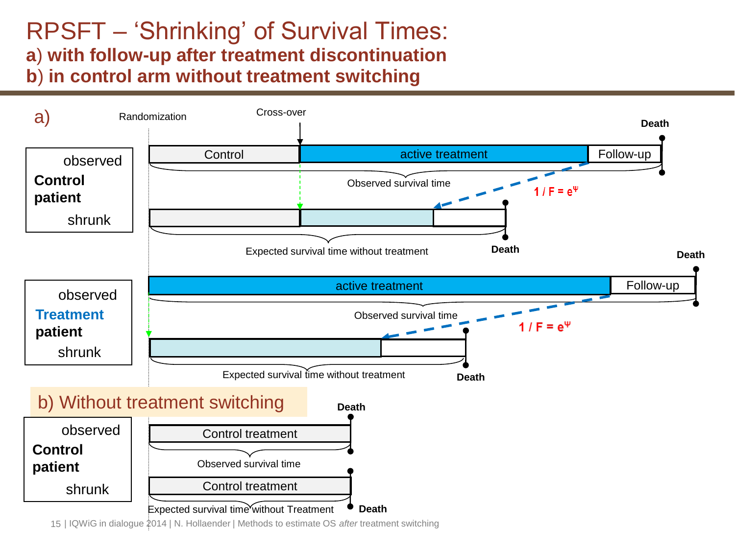# RPSFT – 'Shrinking' of Survival Times:

**a) with follow-up after treatment discontinuation**
**b) in control arm without treatment switching**

a)

Randomization

Cross-over

Death

observed **Control patient** shrunk

Control | active treatment | Follow-up

Observed survival time

$1 / F = e^{\Psi}$

Expected survival time without treatment

Death

Death

observed **Treatment patient** shrunk

active treatment | Follow-up

Observed survival time

$1 / F = e^{\Psi}$

Expected survival time without treatment

Death

b) Without treatment switching

Death

observed **Control patient** shrunk

Control treatment

Observed survival time

Control treatment

Expected survival time without Treatment

Death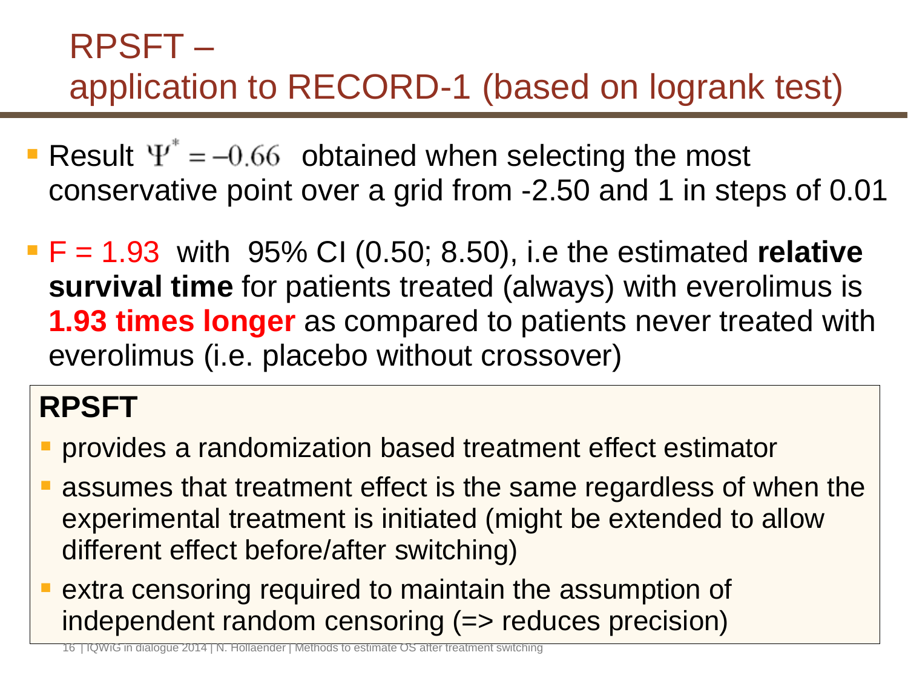# RPSFT – application to RECORD-1 (based on logrank test)

- Result $\Psi^* = -0.66$ obtained when selecting the most conservative point over a grid from -2.50 and 1 in steps of 0.01
- F = 1.93 with 95% CI (0.50; 8.50), i.e the estimated **relative survival time** for patients treated (always) with everolimus is **1.93 times longer** as compared to patients never treated with everolimus (i.e. placebo without crossover)

**RPSFT**

- provides a randomization based treatment effect estimator
- assumes that treatment effect is the same regardless of when the experimental treatment is initiated (might be extended to allow different effect before/after switching)
- extra censoring required to maintain the assumption of independent random censoring (=> reduces precision)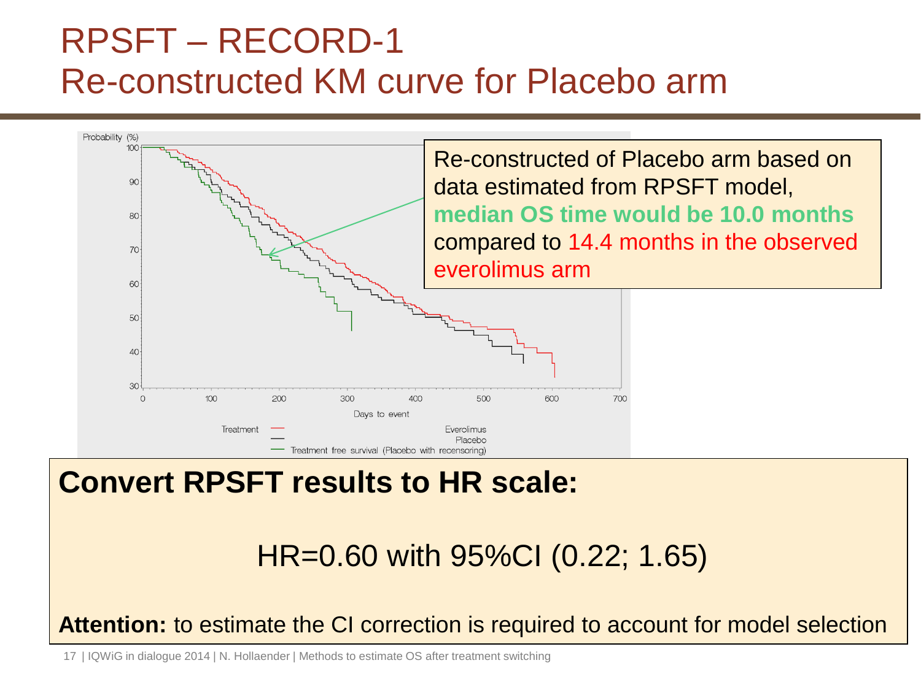# RPSFT – RECORD-1
# Re-constructed KM curve for Placebo arm

Probability (%)

100
90
80
70
60
50
40
30

0 100 200 300 400 500 600 700

Days to event

Treatment — Everolimus
— Placebo
— Treatment free survival (Placebo with recensoring)

Re-constructed of Placebo arm based on data estimated from RPSFT model, **median OS time would be 10.0 months** compared to 14.4 months in the observed everolimus arm

**Convert RPSFT results to HR scale:**

HR=0.60 with 95%CI (0.22; 1.65)

**Attention:** to estimate the CI correction is required to account for model selection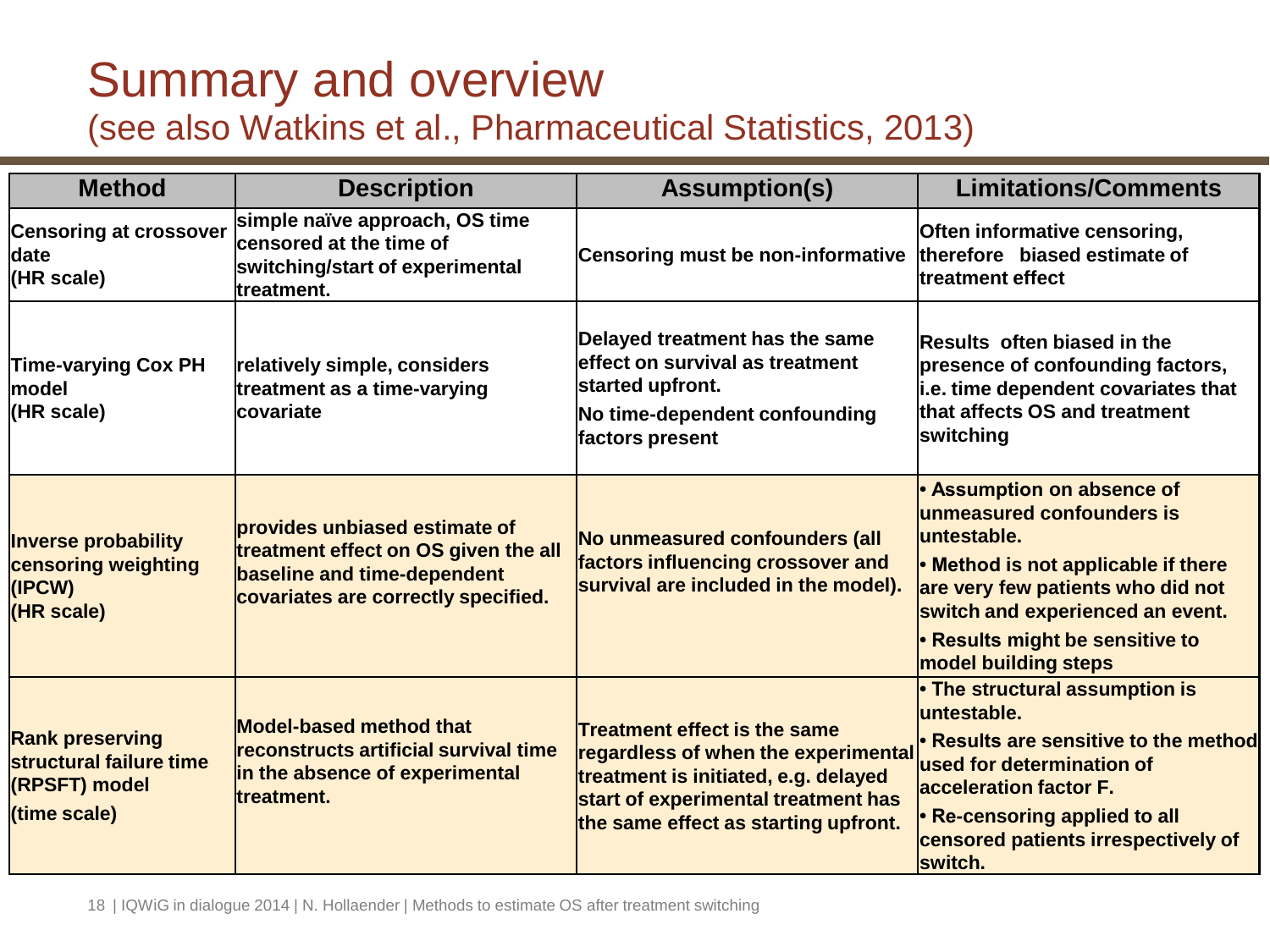# Summary and overview
(see also Watkins et al., Pharmaceutical Statistics, 2013)

| Method | Description | Assumption(s) | Limitations/Comments |
|---|---|---|---|
| **Censoring at crossover date (HR scale)** | **simple naïve approach, OS time censored at the time of switching/start of experimental treatment.** | **Censoring must be non-informative** | **Often informative censoring, therefore biased estimate of treatment effect** |
| **Time-varying Cox PH model (HR scale)** | **relatively simple, considers treatment as a time-varying covariate** | **Delayed treatment has the same effect on survival as treatment started upfront.** <br> **No time-dependent confounding factors present** | **Results often biased in the presence of confounding factors, i.e. time dependent covariates that that affects OS and treatment switching** |
| **Inverse probability censoring weighting (IPCW) (HR scale)** | **provides unbiased estimate of treatment effect on OS given the all baseline and time-dependent covariates are correctly specified.** | **No unmeasured confounders (all factors influencing crossover and survival are included in the model).** | **• Assumption on absence of unmeasured confounders is untestable.** <br> **• Method is not applicable if there are very few patients who did not switch and experienced an event.** <br> **• Results might be sensitive to model building steps** |
| **Rank preserving structural failure time (RPSFT) model (time scale)** | **Model-based method that reconstructs artificial survival time in the absence of experimental treatment.** | **Treatment effect is the same regardless of when the experimental treatment is initiated, e.g. delayed start of experimental treatment has the same effect as starting upfront.** | **• The structural assumption is untestable.** <br> **• Results are sensitive to the method used for determination of acceleration factor F.** <br> **• Re-censoring applied to all censored patients irrespectively of switch.** |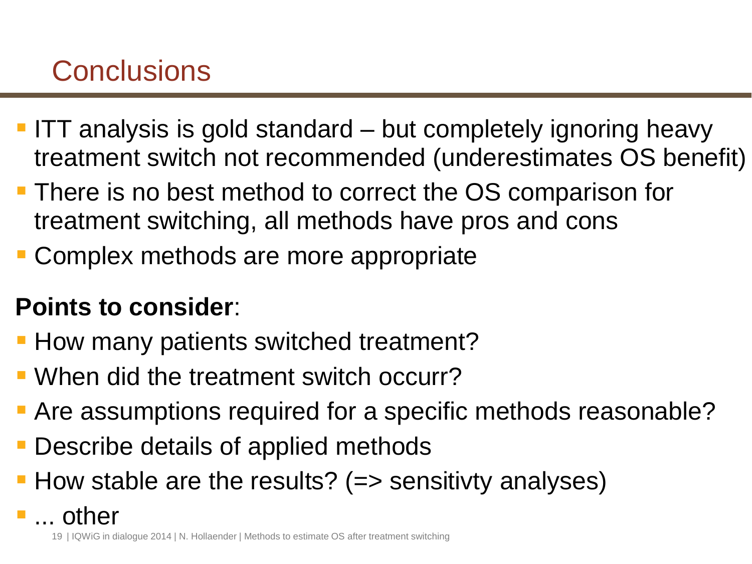# Conclusions

- ITT analysis is gold standard – but completely ignoring heavy treatment switch not recommended (underestimates OS benefit)
- There is no best method to correct the OS comparison for treatment switching, all methods have pros and cons
- Complex methods are more appropriate

**Points to consider**:

- How many patients switched treatment?
- When did the treatment switch occurr?
- Are assumptions required for a specific methods reasonable?
- Describe details of applied methods
- How stable are the results? (=> sensitivty analyses)
- ... other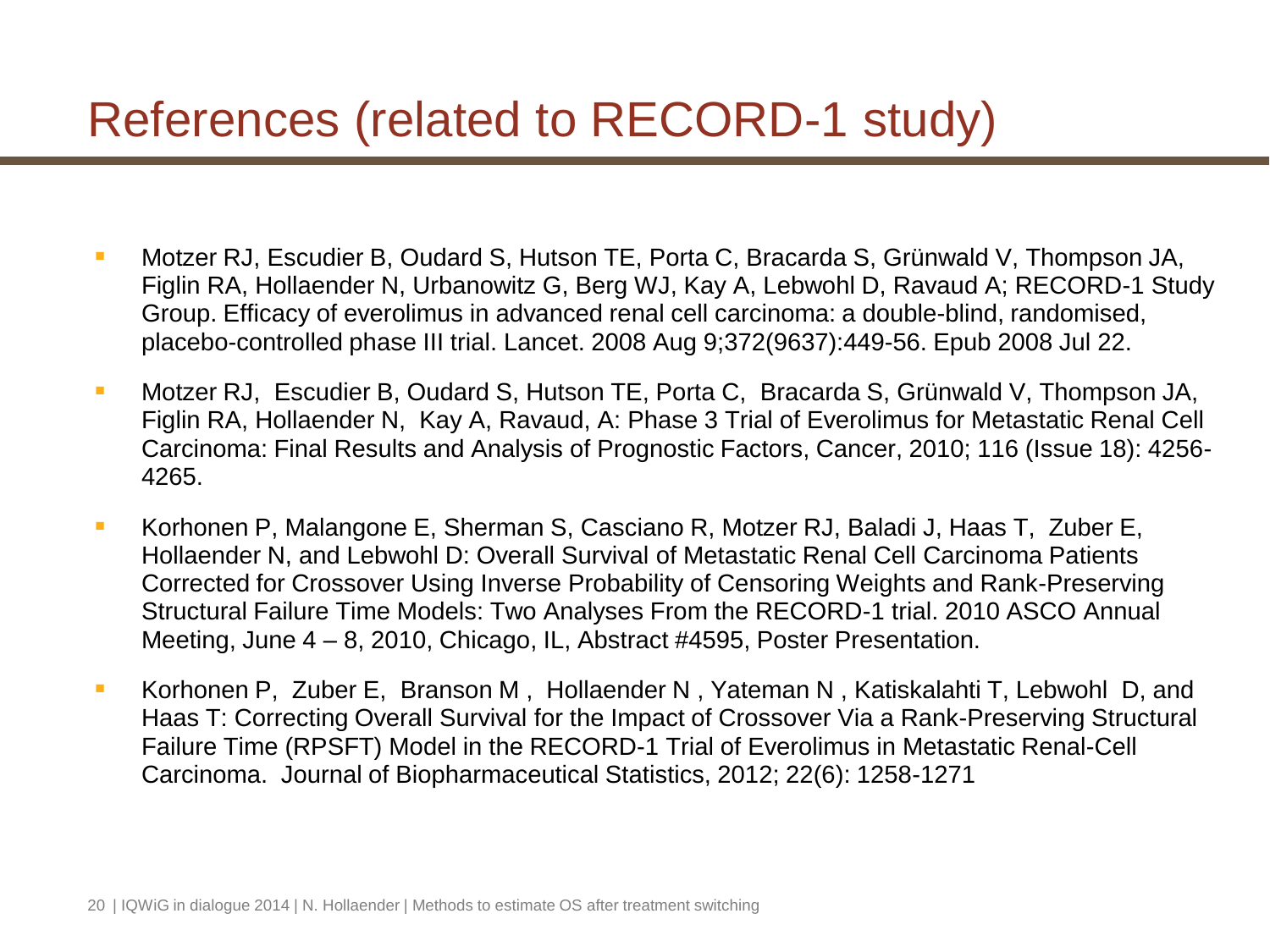# References (related to RECORD-1 study)

- Motzer RJ, Escudier B, Oudard S, Hutson TE, Porta C, Bracarda S, Grünwald V, Thompson JA, Figlin RA, Hollaender N, Urbanowitz G, Berg WJ, Kay A, Lebwohl D, Ravaud A; RECORD-1 Study Group. Efficacy of everolimus in advanced renal cell carcinoma: a double-blind, randomised, placebo-controlled phase III trial. Lancet. 2008 Aug 9;372(9637):449-56. Epub 2008 Jul 22.
- Motzer RJ, Escudier B, Oudard S, Hutson TE, Porta C, Bracarda S, Grünwald V, Thompson JA, Figlin RA, Hollaender N, Kay A, Ravaud, A: Phase 3 Trial of Everolimus for Metastatic Renal Cell Carcinoma: Final Results and Analysis of Prognostic Factors, Cancer, 2010; 116 (Issue 18): 4256-4265.
- Korhonen P, Malangone E, Sherman S, Casciano R, Motzer RJ, Baladi J, Haas T, Zuber E, Hollaender N, and Lebwohl D: Overall Survival of Metastatic Renal Cell Carcinoma Patients Corrected for Crossover Using Inverse Probability of Censoring Weights and Rank-Preserving Structural Failure Time Models: Two Analyses From the RECORD-1 trial. 2010 ASCO Annual Meeting, June 4 – 8, 2010, Chicago, IL, Abstract #4595, Poster Presentation.
- Korhonen P, Zuber E, Branson M, Hollaender N, Yateman N, Katiskalahti T, Lebwohl D, and Haas T: Correcting Overall Survival for the Impact of Crossover Via a Rank-Preserving Structural Failure Time (RPSFT) Model in the RECORD-1 Trial of Everolimus in Metastatic Renal-Cell Carcinoma. Journal of Biopharmaceutical Statistics, 2012; 22(6): 1258-1271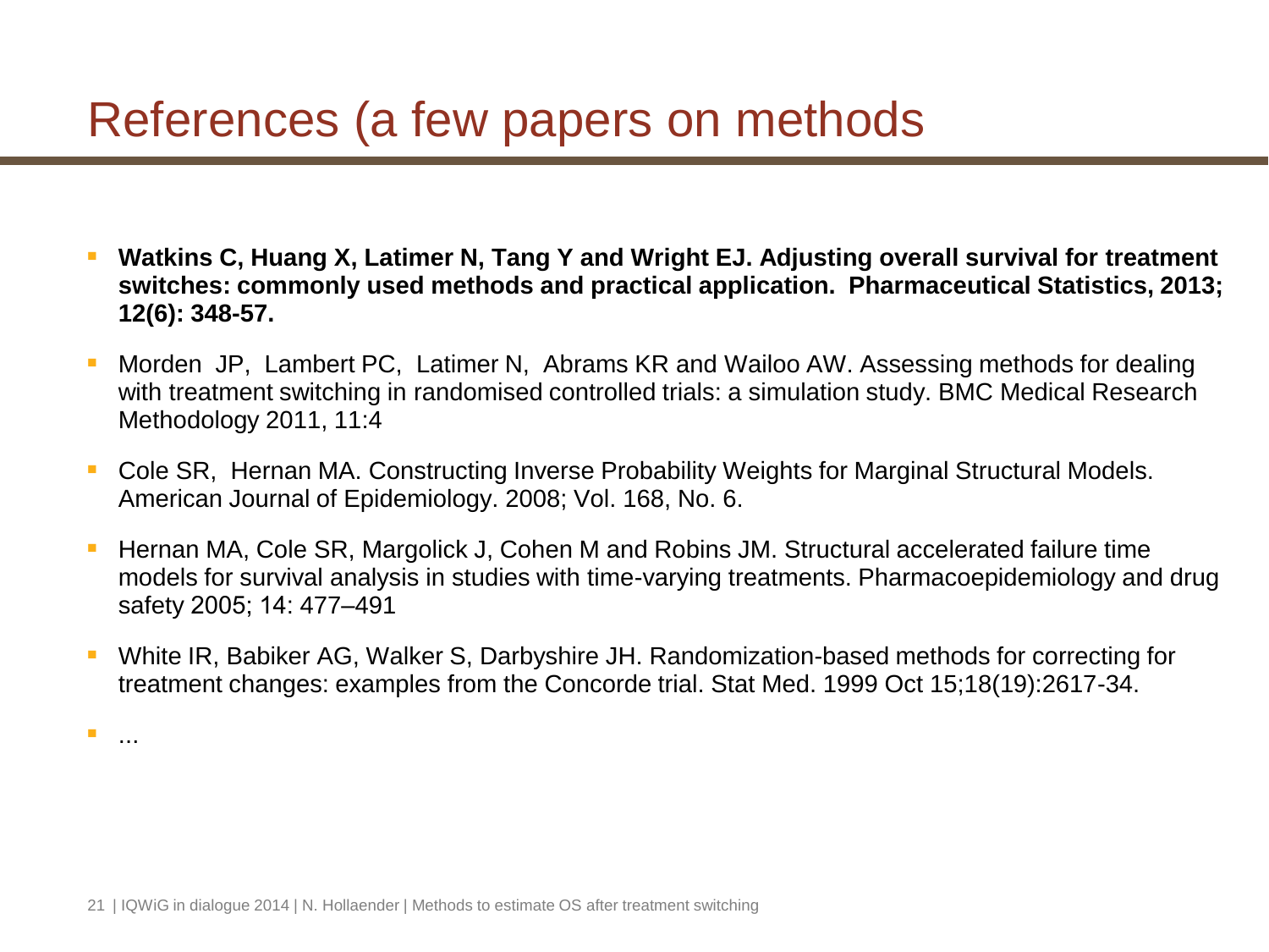# References (a few papers on methods

- **Watkins C, Huang X, Latimer N, Tang Y and Wright EJ. Adjusting overall survival for treatment switches: commonly used methods and practical application. Pharmaceutical Statistics, 2013; 12(6): 348-57.**
- Morden JP, Lambert PC, Latimer N, Abrams KR and Wailoo AW. Assessing methods for dealing with treatment switching in randomised controlled trials: a simulation study. BMC Medical Research Methodology 2011, 11:4
- Cole SR, Hernan MA. Constructing Inverse Probability Weights for Marginal Structural Models. American Journal of Epidemiology. 2008; Vol. 168, No. 6.
- Hernan MA, Cole SR, Margolick J, Cohen M and Robins JM. Structural accelerated failure time models for survival analysis in studies with time-varying treatments. Pharmacoepidemiology and drug safety 2005; 14: 477–491
- White IR, Babiker AG, Walker S, Darbyshire JH. Randomization-based methods for correcting for treatment changes: examples from the Concorde trial. Stat Med. 1999 Oct 15;18(19):2617-34.
- ...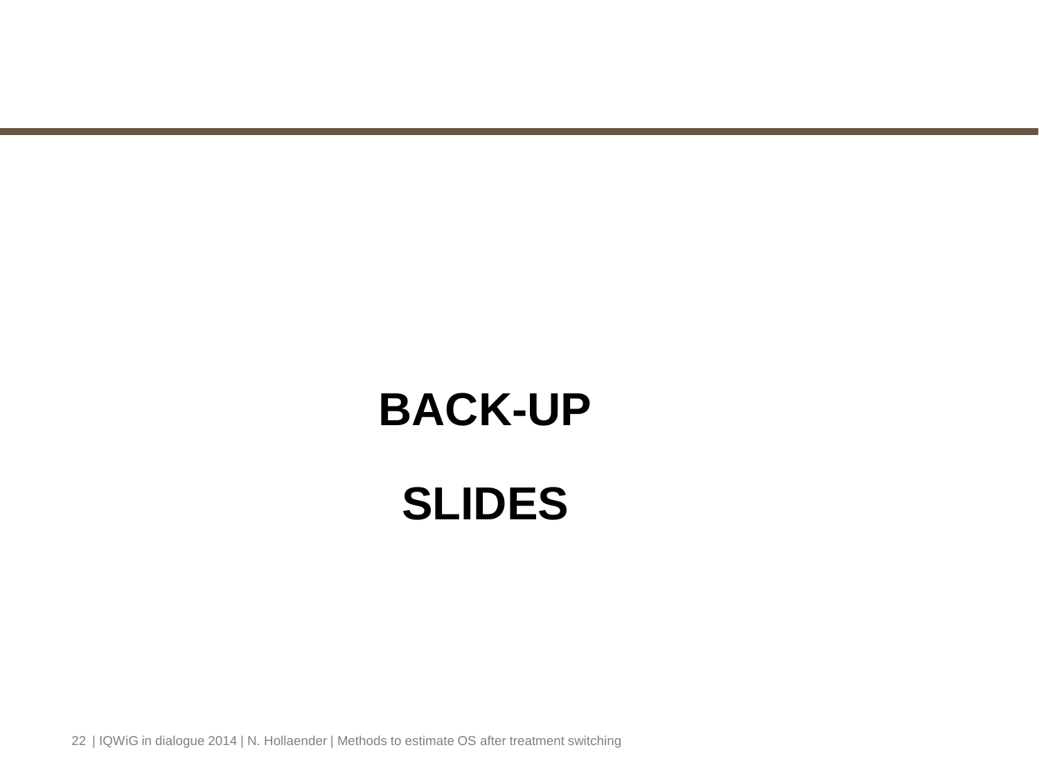# BACK-UP

# SLIDES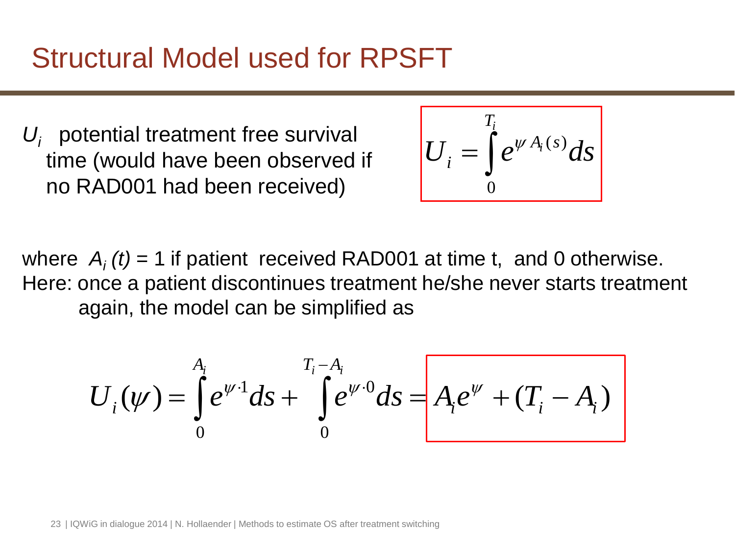# Structural Model used for RPSFT

$U_i$ potential treatment free survival time (would have been observed if no RAD001 had been received)

$$U_i = \int_0^{T_i} e^{\psi A_i(s)} ds$$

where $A_i(t) = 1$ if patient received RAD001 at time t, and 0 otherwise.
Here: once a patient discontinues treatment he/she never starts treatment again, the model can be simplified as

$$U_i(\psi) = \int_0^{A_i} e^{\psi \cdot 1} ds + \int_0^{T_i - A_i} e^{\psi \cdot 0} ds = A_i e^{\psi} + (T_i - A_i)$$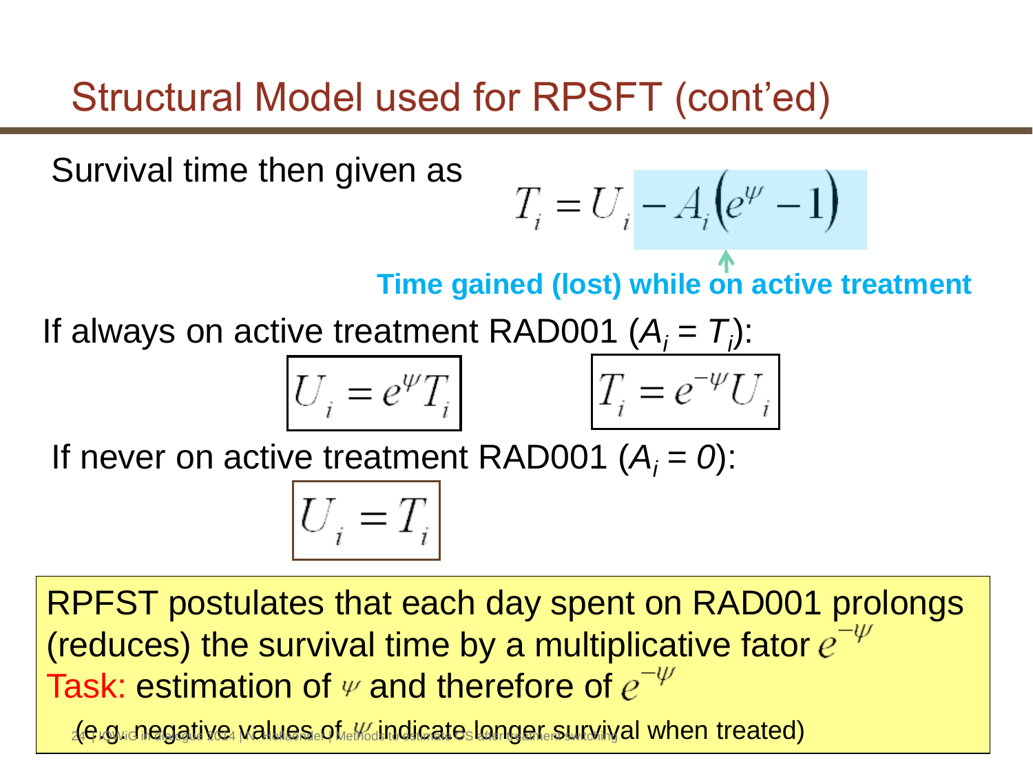# Structural Model used for RPSFT (cont'd)

Survival time then given as

$$T_i = U_i - A_i\left(e^{\psi} - 1\right)$$

**Time gained (lost) while on active treatment**

If always on active treatment RAD001 ($A_i = T_i$):

$$U_i = e^{\psi} T_i \qquad\qquad T_i = e^{-\psi} U_i$$

If never on active treatment RAD001 ($A_i = 0$):

$$U_i = T_i$$

RPFST postulates that each day spent on RAD001 prolongs (reduces) the survival time by a multiplicative fator $e^{-\psi}$

Task: estimation of $\psi$ and therefore of $e^{-\psi}$

(e.g. negative values of $\psi$ indicate longer survival when treated)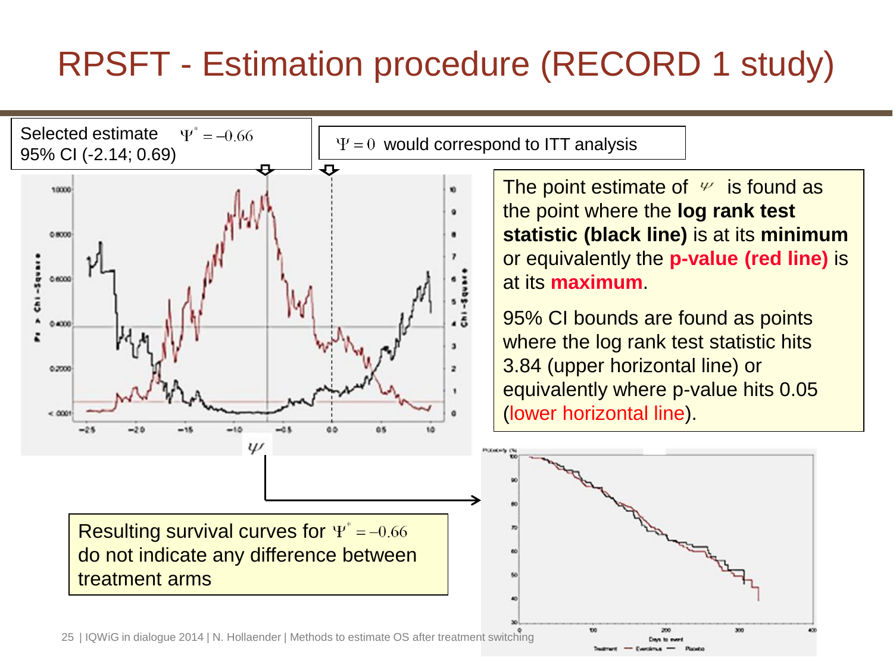# RPSFT - Estimation procedure (RECORD 1 study)

Selected estimate $\Psi^* = -0.66$
95% CI (-2.14; 0.69)

$\Psi = 0$ would correspond to ITT analysis

The point estimate of $\psi$ is found as the point where the **log rank test statistic (black line)** is at its **minimum** or equivalently the **p-value (red line)** is at its **maximum**.

95% CI bounds are found as points where the log rank test statistic hits 3.84 (upper horizontal line) or equivalently where p-value hits 0.05 (lower horizontal line).

Resulting survival curves for $\Psi^* = -0.66$ do not indicate any difference between treatment arms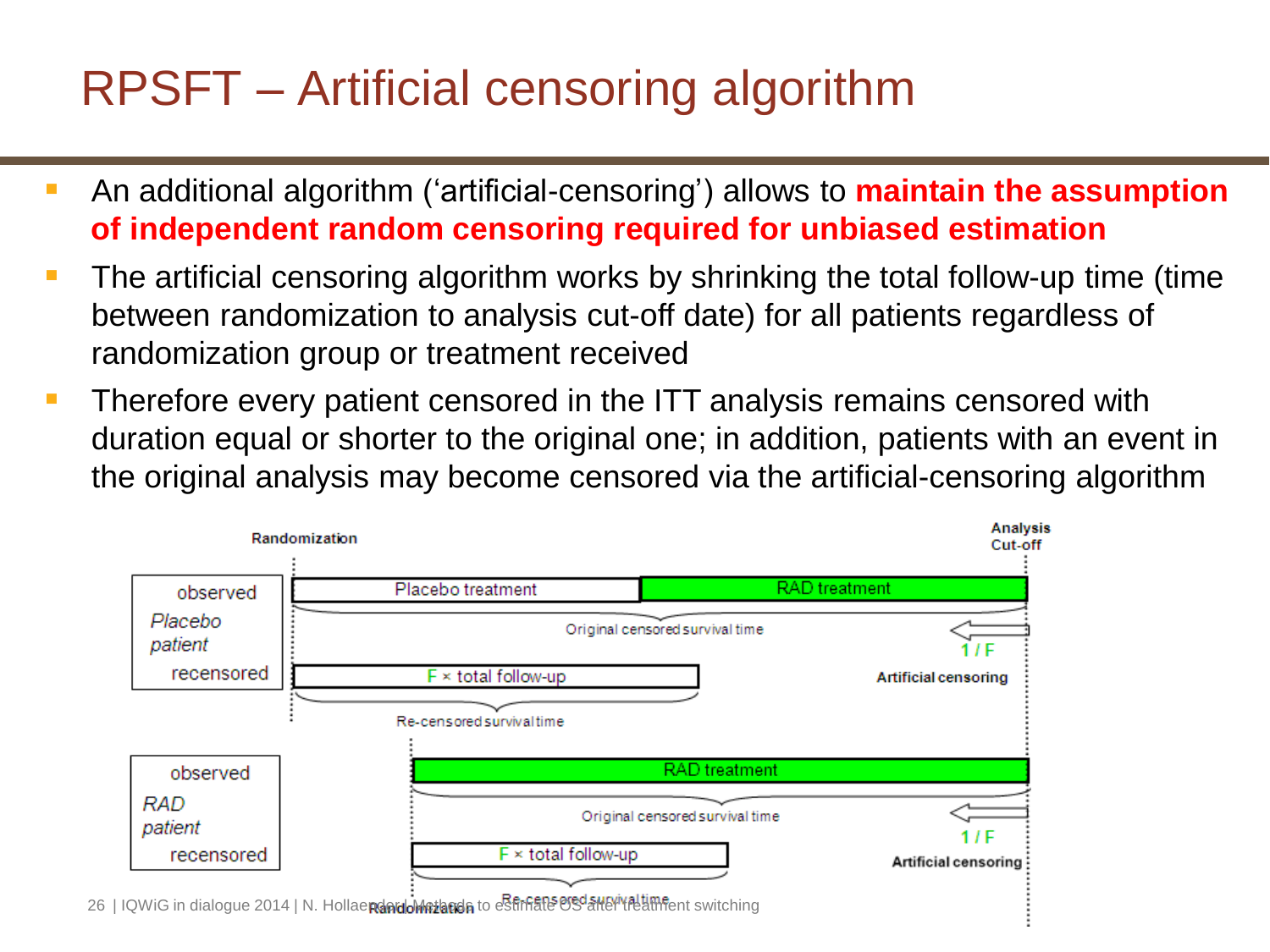# RPSFT – Artificial censoring algorithm

- An additional algorithm ('artificial-censoring') allows to **maintain the assumption of independent random censoring required for unbiased estimation**
- The artificial censoring algorithm works by shrinking the total follow-up time (time between randomization to analysis cut-off date) for all patients regardless of randomization group or treatment received
- Therefore every patient censored in the ITT analysis remains censored with duration equal or shorter to the original one; in addition, patients with an event in the original analysis may become censored via the artificial-censoring algorithm

Randomization

Analysis Cut-off

observed *Placebo patient* recensored

Placebo treatment

RAD treatment

Original censored survival time

$1 / F$

Artificial censoring

$F \times$ total follow-up

Re-censored survival time

observed *RAD patient* recensored

RAD treatment

Original censored survival time

$1 / F$

Artificial censoring

$F \times$ total follow-up

Randomization

Re-censored survival time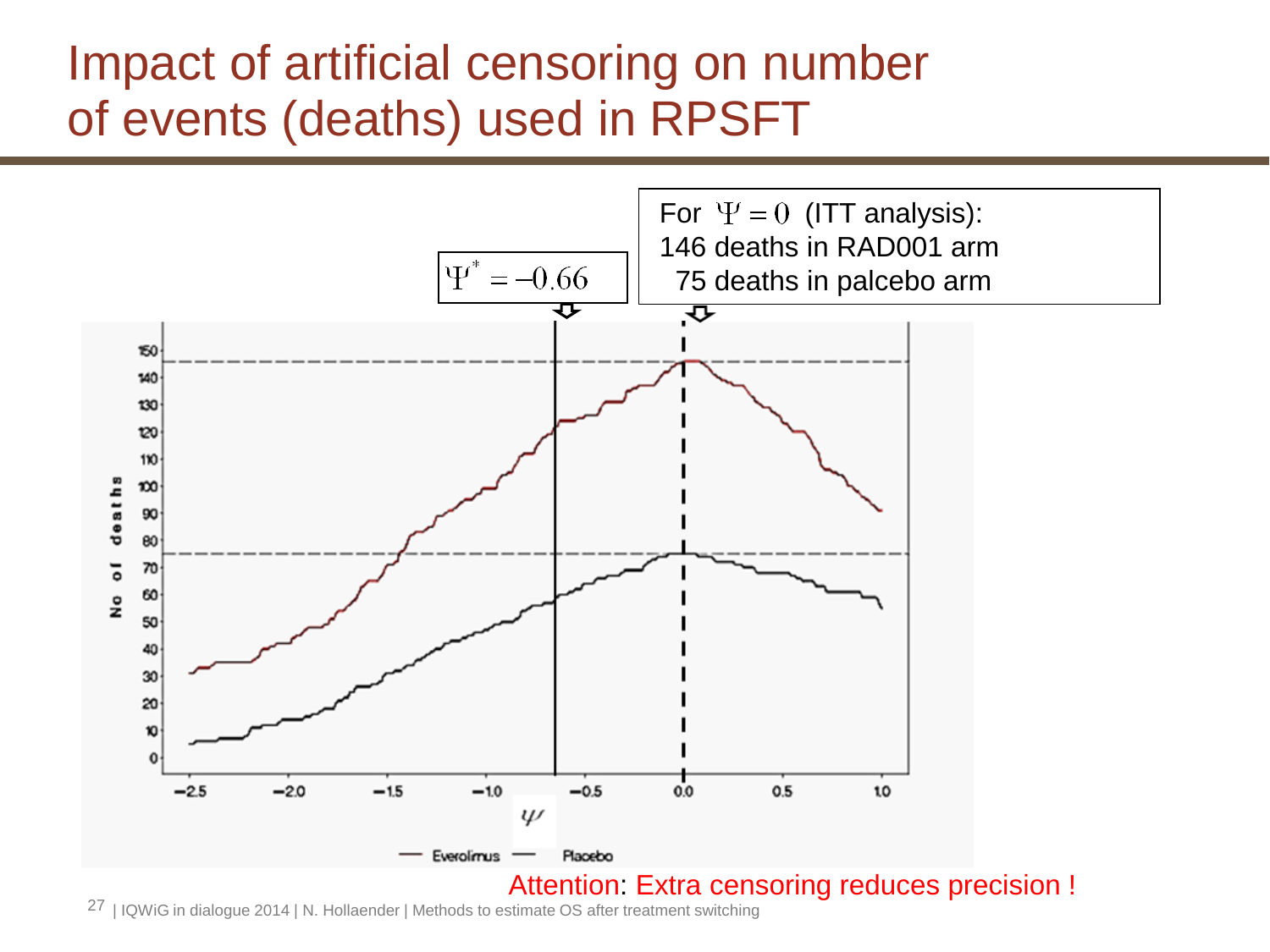# Impact of artificial censoring on number of events (deaths) used in RPSFT

$\Psi^* = -0.66$

For $\Psi = 0$ (ITT analysis):
146 deaths in RAD001 arm
75 deaths in palcebo arm

No of deaths

$\psi$

— Everolimus — Placebo

Attention: Extra censoring reduces precision !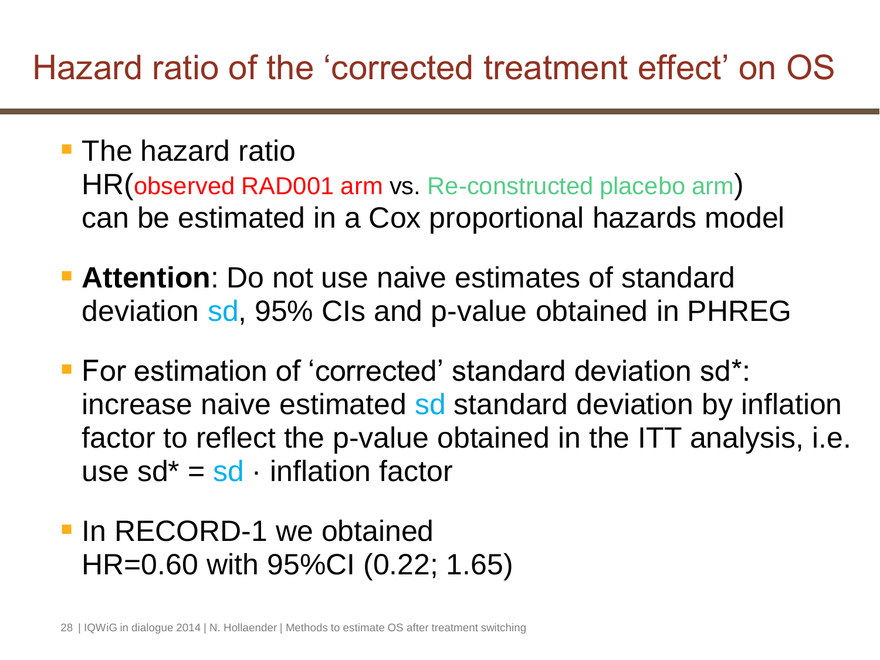# Hazard ratio of the ‘corrected treatment effect’ on OS

- The hazard ratio
  HR(observed RAD001 arm vs. Re-constructed placebo arm)
  can be estimated in a Cox proportional hazards model
- **Attention**: Do not use naive estimates of standard deviation sd, 95% CIs and p-value obtained in PHREG
- For estimation of ‘corrected’ standard deviation sd*: increase naive estimated sd standard deviation by inflation factor to reflect the p-value obtained in the ITT analysis, i.e. use sd* = sd · inflation factor
- In RECORD-1 we obtained
  HR=0.60 with 95%CI (0.22; 1.65)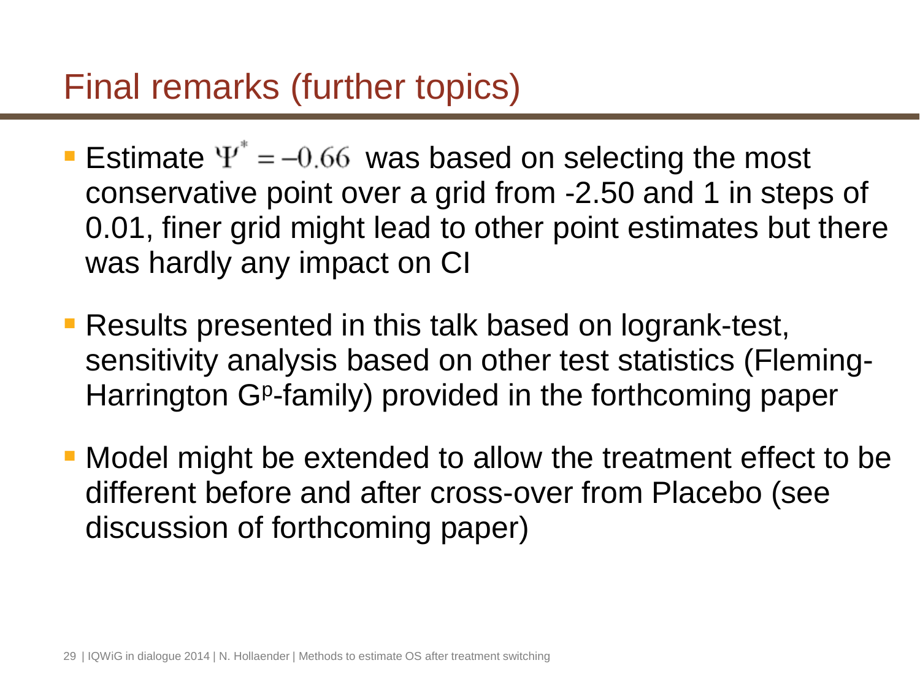# Final remarks (further topics)

- Estimate $\Psi^* = -0.66$ was based on selecting the most conservative point over a grid from -2.50 and 1 in steps of 0.01, finer grid might lead to other point estimates but there was hardly any impact on CI
- Results presented in this talk based on logrank-test, sensitivity analysis based on other test statistics (Fleming-Harrington $G^p$-family) provided in the forthcoming paper
- Model might be extended to allow the treatment effect to be different before and after cross-over from Placebo (see discussion of forthcoming paper)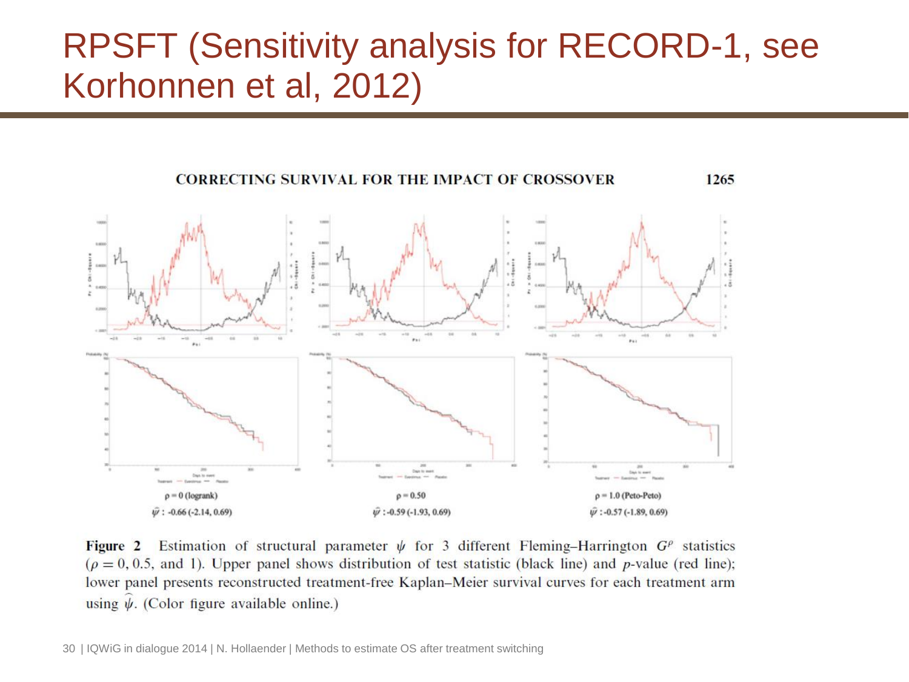# RPSFT (Sensitivity analysis for RECORD-1, see Korhonnen et al, 2012)

CORRECTING SURVIVAL FOR THE IMPACT OF CROSSOVER 1265

$\rho = 0$ (logrank)
$\widehat{\psi}$ : -0.66 (-2.14, 0.69)

$\rho = 0.50$
$\widehat{\psi}$ : -0.59 (-1.93, 0.69)

$\rho = 1.0$ (Peto-Peto)
$\widehat{\psi}$ : -0.57 (-1.89, 0.69)

**Figure 2** Estimation of structural parameter $\psi$ for 3 different Fleming–Harrington $G^{\rho}$ statistics ($\rho = 0, 0.5$, and 1). Upper panel shows distribution of test statistic (black line) and $p$-value (red line); lower panel presents reconstructed treatment-free Kaplan–Meier survival curves for each treatment arm using $\widehat{\psi}$. (Color figure available online.)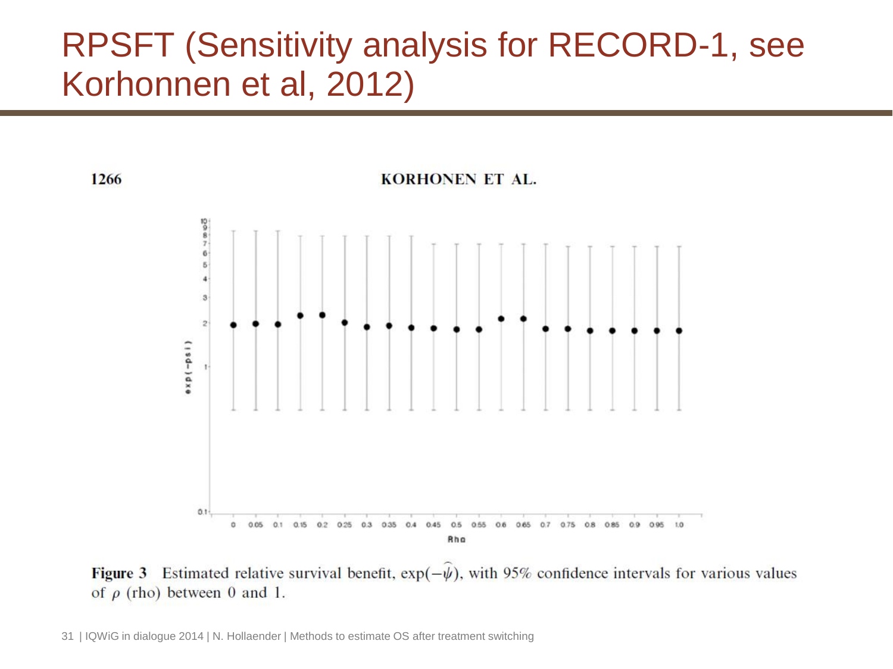# RPSFT (Sensitivity analysis for RECORD-1, see Korhonnen et al, 2012)

1266 KORHONEN ET AL.

exp(−psi)

10
9
8
7
6
5
4
3
2
1
0.1

0 0.05 0.1 0.15 0.2 0.25 0.3 0.35 0.4 0.45 0.5 0.55 0.6 0.65 0.7 0.75 0.8 0.85 0.9 0.95 1.0

Rho

**Figure 3** Estimated relative survival benefit, $\exp(-\widehat{\psi})$, with 95% confidence intervals for various values of $\rho$ (rho) between 0 and 1.

31 | IQWiG in dialogue 2014 | N. Hollaender | Methods to estimate OS after treatment switching